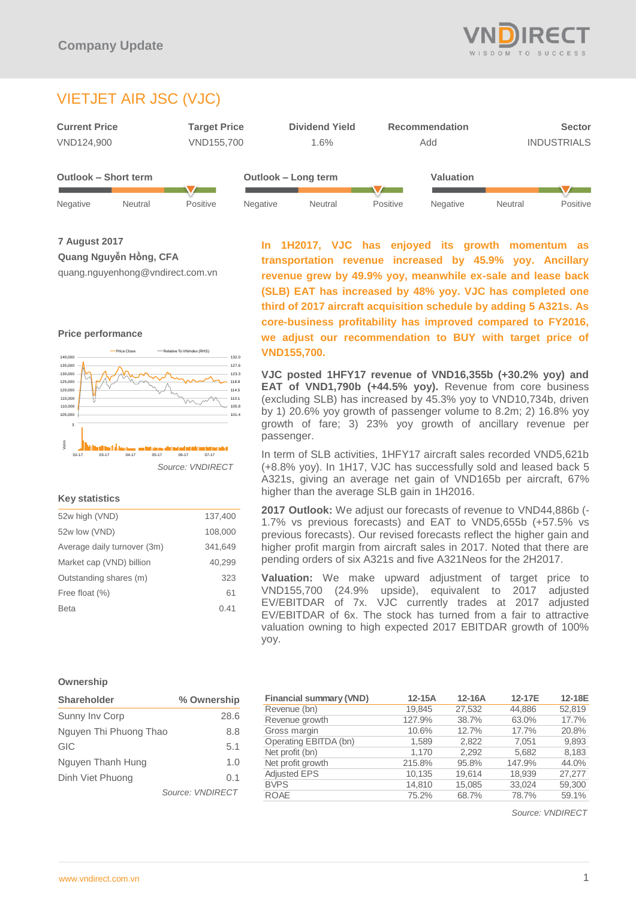Company Update

# VIETJET AIR JSC (VJC)

| Current Price | Target Price | Dividend Yield | Recommendation | Sector |
|---|---|---|---|---|
| VND124,900 | VND155,700 | 1.6% | Add | INDUSTRIALS |

| Outlook – Short term | Outlook – Long term | Valuation |
|---|---|---|
| Negative / Neutral / Positive | Negative / Neutral / Positive | Negative / Neutral / Positive |

**7 August 2017**

**Quang Nguyễn Hồng, CFA**

quang.nguyenhong@vndirect.com.vn

**In 1H2017, VJC has enjoyed its growth momentum as transportation revenue increased by 45.9% yoy. Ancillary revenue grew by 49.9% yoy, meanwhile ex-sale and lease back (SLB) EAT has increased by 48% yoy. VJC has completed one third of 2017 aircraft acquisition schedule by adding 5 A321s. As core-business profitability has improved compared to FY2016, we adjust our recommendation to BUY with target price of VND155,700.**

**VJC posted 1HFY17 revenue of VND16,355b (+30.2% yoy) and EAT of VND1,790b (+44.5% yoy).** Revenue from core business (excluding SLB) has increased by 45.3% yoy to VND10,734b, driven by 1) 20.6% yoy growth of passenger volume to 8.2m; 2) 16.8% yoy growth of fare; 3) 23% yoy growth of ancillary revenue per passenger.

In term of SLB activities, 1HFY17 aircraft sales recorded VND5,621b (+8.8% yoy). In 1H17, VJC has successfully sold and leased back 5 A321s, giving an average net gain of VND165b per aircraft, 67% higher than the average SLB gain in 1H2016.

**2017 Outlook:** We adjust our forecasts of revenue to VND44,886b (-1.7% vs previous forecasts) and EAT to VND5,655b (+57.5% vs previous forecasts). Our revised forecasts reflect the higher gain and higher profit margin from aircraft sales in 2017. Noted that there are pending orders of six A321s and five A321Neos for the 2H2017.

**Valuation:** We make upward adjustment of target price to VND155,700 (24.9% upside), equivalent to 2017 adjusted EV/EBITDAR of 7x. VJC currently trades at 2017 adjusted EV/EBITDAR of 6x. The stock has turned from a fair to attractive valuation owning to high expected 2017 EBITDAR growth of 100% yoy.

### Price performance

*Source: VNDIRECT*

### Key statistics

| | |
|---|---|
| 52w high (VND) | 137,400 |
| 52w low (VND) | 108,000 |
| Average daily turnover (3m) | 341,649 |
| Market cap (VND) billion | 40,299 |
| Outstanding shares (m) | 323 |
| Free float (%) | 61 |
| Beta | 0.41 |

### Ownership

| Shareholder | % Ownership |
|---|---|
| Sunny Inv Corp | 28.6 |
| Nguyen Thi Phuong Thao | 8.8 |
| GIC | 5.1 |
| Nguyen Thanh Hung | 1.0 |
| Dinh Viet Phuong | 0.1 |

*Source: VNDIRECT*

| Financial summary (VND) | 12-15A | 12-16A | 12-17E | 12-18E |
|---|---|---|---|---|
| Revenue (bn) | 19,845 | 27,532 | 44,886 | 52,819 |
| Revenue growth | 127.9% | 38.7% | 63.0% | 17.7% |
| Gross margin | 10.6% | 12.7% | 17.7% | 20.8% |
| Operating EBITDA (bn) | 1,589 | 2,822 | 7,051 | 9,893 |
| Net profit (bn) | 1,170 | 2,292 | 5,682 | 8,183 |
| Net profit growth | 215.8% | 95.8% | 147.9% | 44.0% |
| Adjusted EPS | 10,135 | 19,614 | 18,939 | 27,277 |
| BVPS | 14,810 | 15,085 | 33,024 | 59,300 |
| ROAE | 75.2% | 68.7% | 78.7% | 59.1% |

*Source: VNDIRECT*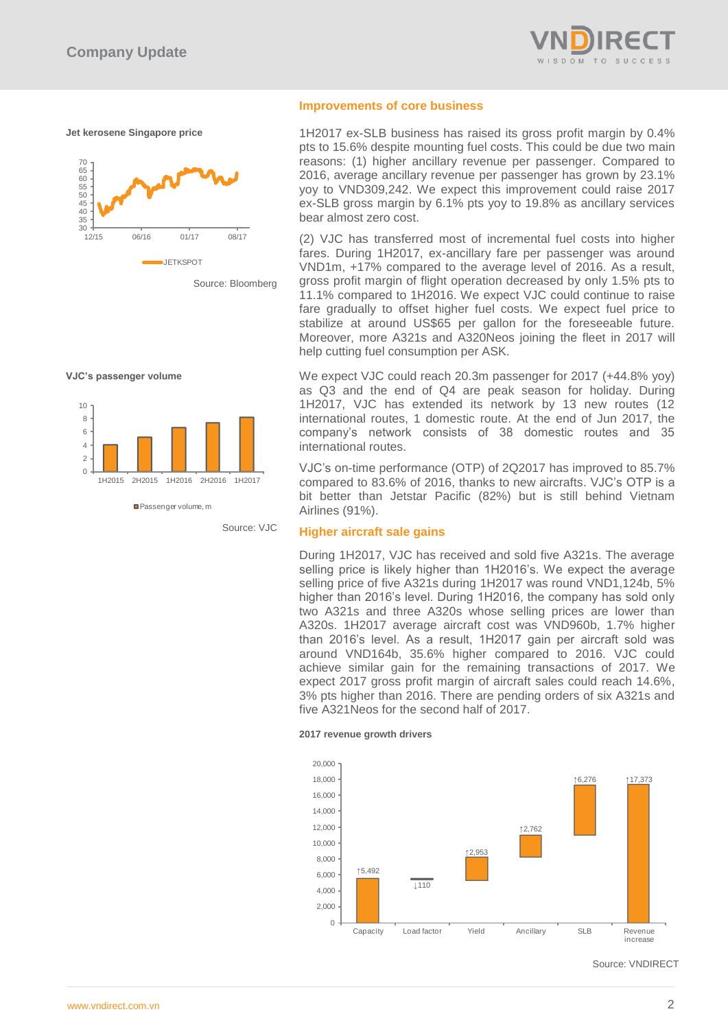**Jet kerosene Singapore price**

Source: Bloomberg

**VJC's passenger volume**

Source: VJC

## Improvements of core business

1H2017 ex-SLB business has raised its gross profit margin by 0.4% pts to 15.6% despite mounting fuel costs. This could be due two main reasons: (1) higher ancillary revenue per passenger. Compared to 2016, average ancillary revenue per passenger has grown by 23.1% yoy to VND309,242. We expect this improvement could raise 2017 ex-SLB gross margin by 6.1% pts yoy to 19.8% as ancillary services bear almost zero cost.

(2) VJC has transferred most of incremental fuel costs into higher fares. During 1H2017, ex-ancillary fare per passenger was around VND1m, +17% compared to the average level of 2016. As a result, gross profit margin of flight operation decreased by only 1.5% pts to 11.1% compared to 1H2016. We expect VJC could continue to raise fare gradually to offset higher fuel costs. We expect fuel price to stabilize at around US$65 per gallon for the foreseeable future. Moreover, more A321s and A320Neos joining the fleet in 2017 will help cutting fuel consumption per ASK.

We expect VJC could reach 20.3m passenger for 2017 (+44.8% yoy) as Q3 and the end of Q4 are peak season for holiday. During 1H2017, VJC has extended its network by 13 new routes (12 international routes, 1 domestic route. At the end of Jun 2017, the company's network consists of 38 domestic routes and 35 international routes.

VJC's on-time performance (OTP) of 2Q2017 has improved to 85.7% compared to 83.6% of 2016, thanks to new aircrafts. VJC's OTP is a bit better than Jetstar Pacific (82%) but is still behind Vietnam Airlines (91%).

## Higher aircraft sale gains

During 1H2017, VJC has received and sold five A321s. The average selling price is likely higher than 1H2016's. We expect the average selling price of five A321s during 1H2017 was round VND1,124b, 5% higher than 2016's level. During 1H2016, the company has sold only two A321s and three A320s whose selling prices are lower than A320s. 1H2017 average aircraft cost was VND960b, 1.7% higher than 2016's level. As a result, 1H2017 gain per aircraft sold was around VND164b, 35.6% higher compared to 2016. VJC could achieve similar gain for the remaining transactions of 2017. We expect 2017 gross profit margin of aircraft sales could reach 14.6%, 3% pts higher than 2016. There are pending orders of six A321s and five A321Neos for the second half of 2017.

**2017 revenue growth drivers**

Source: VNDIRECT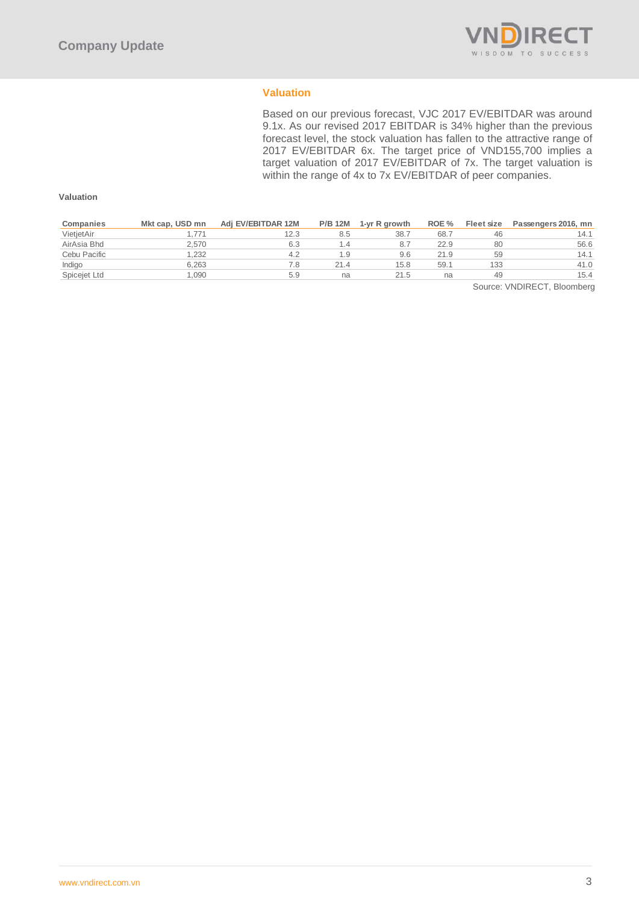## Valuation

Based on our previous forecast, VJC 2017 EV/EBITDAR was around 9.1x. As our revised 2017 EBITDAR is 34% higher than the previous forecast level, the stock valuation has fallen to the attractive range of 2017 EV/EBITDAR 6x. The target price of VND155,700 implies a target valuation of 2017 EV/EBITDAR of 7x. The target valuation is within the range of 4x to 7x EV/EBITDAR of peer companies.

**Valuation**

| Companies | Mkt cap, USD mn | Adj EV/EBITDAR 12M | P/B 12M | 1-yr R growth | ROE % | Fleet size | Passengers 2016, mn |
|---|---|---|---|---|---|---|---|
| VietjetAir | 1,771 | 12.3 | 8.5 | 38.7 | 68.7 | 46 | 14.1 |
| AirAsia Bhd | 2,570 | 6.3 | 1.4 | 8.7 | 22.9 | 80 | 56.6 |
| Cebu Pacific | 1,232 | 4.2 | 1.9 | 9.6 | 21.9 | 59 | 14.1 |
| Indigo | 6,263 | 7.8 | 21.4 | 15.8 | 59.1 | 133 | 41.0 |
| Spicejet Ltd | 1,090 | 5.9 | na | 21.5 | na | 49 | 15.4 |

Source: VNDIRECT, Bloomberg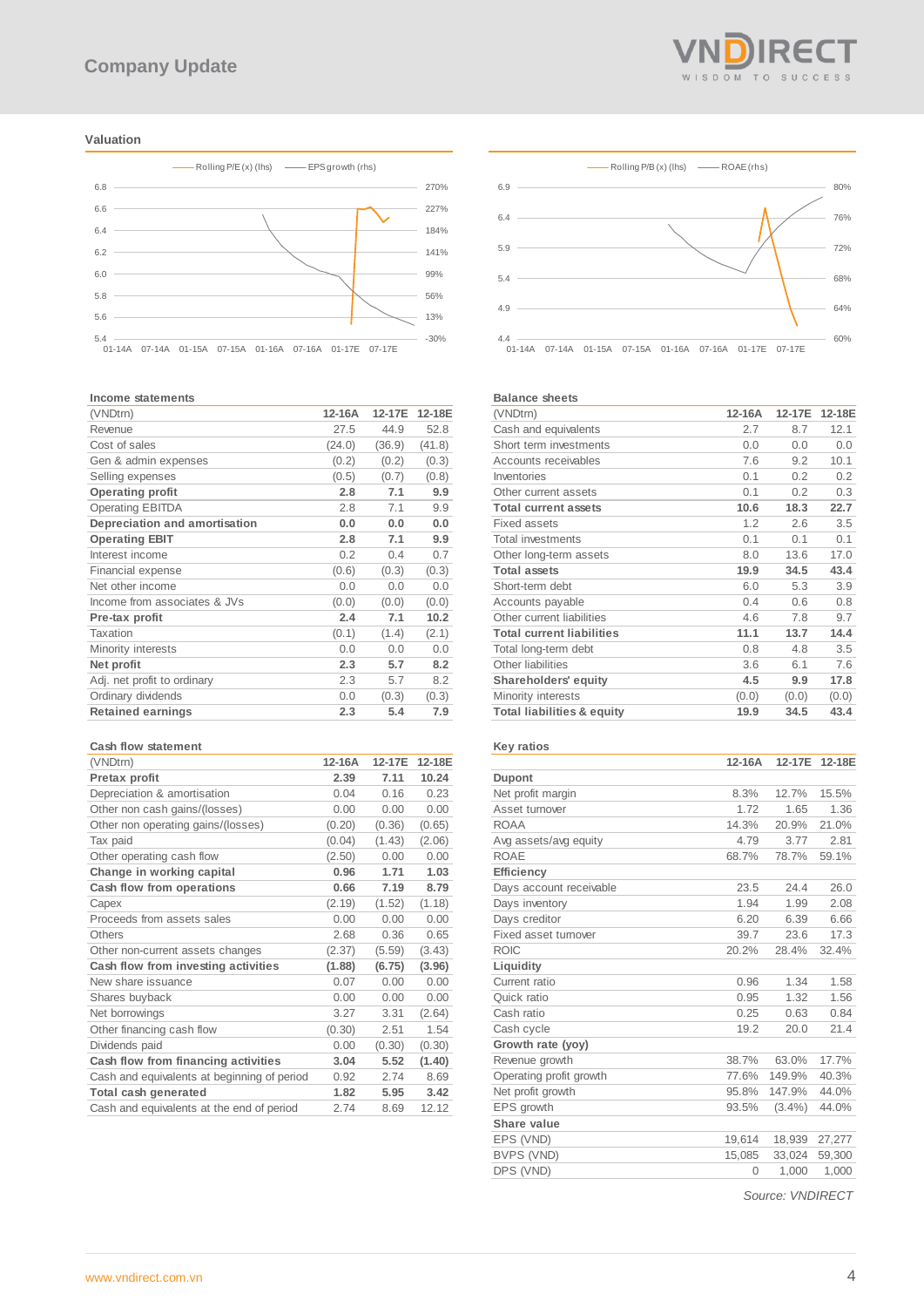## Valuation

Rolling P/E (x) (lhs) — EPS growth (rhs)

Rolling P/B (x) (lhs) — ROAE (rhs)

### Income statements

| (VNDtrn) | 12-16A | 12-17E | 12-18E |
|---|---|---|---|
| Revenue | 27.5 | 44.9 | 52.8 |
| Cost of sales | (24.0) | (36.9) | (41.8) |
| Gen & admin expenses | (0.2) | (0.2) | (0.3) |
| Selling expenses | (0.5) | (0.7) | (0.8) |
| **Operating profit** | **2.8** | **7.1** | **9.9** |
| Operating EBITDA | 2.8 | 7.1 | 9.9 |
| **Depreciation and amortisation** | **0.0** | **0.0** | **0.0** |
| **Operating EBIT** | **2.8** | **7.1** | **9.9** |
| Interest income | 0.2 | 0.4 | 0.7 |
| Financial expense | (0.6) | (0.3) | (0.3) |
| Net other income | 0.0 | 0.0 | 0.0 |
| Income from associates & JVs | (0.0) | (0.0) | (0.0) |
| **Pre-tax profit** | **2.4** | **7.1** | **10.2** |
| Taxation | (0.1) | (1.4) | (2.1) |
| Minority interests | 0.0 | 0.0 | 0.0 |
| **Net profit** | **2.3** | **5.7** | **8.2** |
| Adj. net profit to ordinary | 2.3 | 5.7 | 8.2 |
| Ordinary dividends | 0.0 | (0.3) | (0.3) |
| **Retained earnings** | **2.3** | **5.4** | **7.9** |

### Balance sheets

| (VNDtrn) | 12-16A | 12-17E | 12-18E |
|---|---|---|---|
| Cash and equivalents | 2.7 | 8.7 | 12.1 |
| Short term investments | 0.0 | 0.0 | 0.0 |
| Accounts receivables | 7.6 | 9.2 | 10.1 |
| Inventories | 0.1 | 0.2 | 0.2 |
| Other current assets | 0.1 | 0.2 | 0.3 |
| **Total current assets** | **10.6** | **18.3** | **22.7** |
| Fixed assets | 1.2 | 2.6 | 3.5 |
| Total investments | 0.1 | 0.1 | 0.1 |
| Other long-term assets | 8.0 | 13.6 | 17.0 |
| **Total assets** | **19.9** | **34.5** | **43.4** |
| Short-term debt | 6.0 | 5.3 | 3.9 |
| Accounts payable | 0.4 | 0.6 | 0.8 |
| Other current liabilities | 4.6 | 7.8 | 9.7 |
| **Total current liabilities** | **11.1** | **13.7** | **14.4** |
| Total long-term debt | 0.8 | 4.8 | 3.5 |
| Other liabilities | 3.6 | 6.1 | 7.6 |
| **Shareholders' equity** | **4.5** | **9.9** | **17.8** |
| Minority interests | (0.0) | (0.0) | (0.0) |
| **Total liabilities & equity** | **19.9** | **34.5** | **43.4** |

### Cash flow statement

| (VNDtrn) | 12-16A | 12-17E | 12-18E |
|---|---|---|---|
| **Pretax profit** | **2.39** | **7.11** | **10.24** |
| Depreciation & amortisation | 0.04 | 0.16 | 0.23 |
| Other non cash gains/(losses) | 0.00 | 0.00 | 0.00 |
| Other non operating gains/(losses) | (0.20) | (0.36) | (0.65) |
| Tax paid | (0.04) | (1.43) | (2.06) |
| Other operating cash flow | (2.50) | 0.00 | 0.00 |
| **Change in working capital** | **0.96** | **1.71** | **1.03** |
| **Cash flow from operations** | **0.66** | **7.19** | **8.79** |
| Capex | (2.19) | (1.52) | (1.18) |
| Proceeds from assets sales | 0.00 | 0.00 | 0.00 |
| Others | 2.68 | 0.36 | 0.65 |
| Other non-current assets changes | (2.37) | (5.59) | (3.43) |
| **Cash flow from investing activities** | **(1.88)** | **(6.75)** | **(3.96)** |
| New share issuance | 0.07 | 0.00 | 0.00 |
| Shares buyback | 0.00 | 0.00 | 0.00 |
| Net borrowings | 3.27 | 3.31 | (2.64) |
| Other financing cash flow | (0.30) | 2.51 | 1.54 |
| Dividends paid | 0.00 | (0.30) | (0.30) |
| **Cash flow from financing activities** | **3.04** | **5.52** | **(1.40)** |
| Cash and equivalents at beginning of period | 0.92 | 2.74 | 8.69 |
| **Total cash generated** | **1.82** | **5.95** | **3.42** |
| Cash and equivalents at the end of period | 2.74 | 8.69 | 12.12 |

### Key ratios

| | 12-16A | 12-17E | 12-18E |
|---|---|---|---|
| **Dupont** | | | |
| Net profit margin | 8.3% | 12.7% | 15.5% |
| Asset turnover | 1.72 | 1.65 | 1.36 |
| ROAA | 14.3% | 20.9% | 21.0% |
| Avg assets/avg equity | 4.79 | 3.77 | 2.81 |
| ROAE | 68.7% | 78.7% | 59.1% |
| **Efficiency** | | | |
| Days account receivable | 23.5 | 24.4 | 26.0 |
| Days inventory | 1.94 | 1.99 | 2.08 |
| Days creditor | 6.20 | 6.39 | 6.66 |
| Fixed asset turnover | 39.7 | 23.6 | 17.3 |
| ROIC | 20.2% | 28.4% | 32.4% |
| **Liquidity** | | | |
| Current ratio | 0.96 | 1.34 | 1.58 |
| Quick ratio | 0.95 | 1.32 | 1.56 |
| Cash ratio | 0.25 | 0.63 | 0.84 |
| Cash cycle | 19.2 | 20.0 | 21.4 |
| **Growth rate (yoy)** | | | |
| Revenue growth | 38.7% | 63.0% | 17.7% |
| Operating profit growth | 77.6% | 149.9% | 40.3% |
| Net profit growth | 95.8% | 147.9% | 44.0% |
| EPS growth | 93.5% | (3.4%) | 44.0% |
| **Share value** | | | |
| EPS (VND) | 19,614 | 18,939 | 27,277 |
| BVPS (VND) | 15,085 | 33,024 | 59,300 |
| DPS (VND) | 0 | 1,000 | 1,000 |

*Source: VNDIRECT*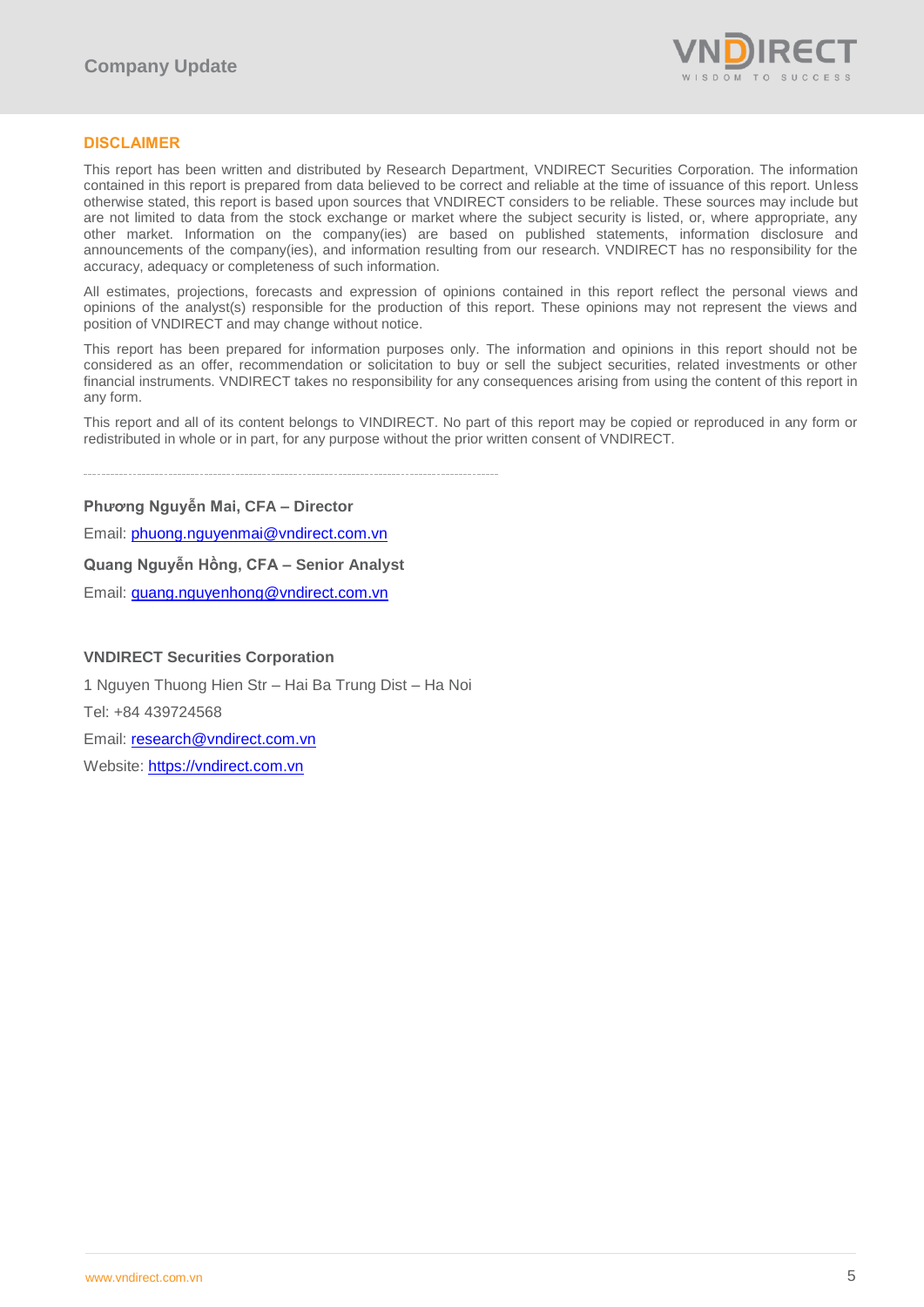## DISCLAIMER

This report has been written and distributed by Research Department, VNDIRECT Securities Corporation. The information contained in this report is prepared from data believed to be correct and reliable at the time of issuance of this report. Unless otherwise stated, this report is based upon sources that VNDIRECT considers to be reliable. These sources may include but are not limited to data from the stock exchange or market where the subject security is listed, or, where appropriate, any other market. Information on the company(ies) are based on published statements, information disclosure and announcements of the company(ies), and information resulting from our research. VNDIRECT has no responsibility for the accuracy, adequacy or completeness of such information.

All estimates, projections, forecasts and expression of opinions contained in this report reflect the personal views and opinions of the analyst(s) responsible for the production of this report. These opinions may not represent the views and position of VNDIRECT and may change without notice.

This report has been prepared for information purposes only. The information and opinions in this report should not be considered as an offer, recommendation or solicitation to buy or sell the subject securities, related investments or other financial instruments. VNDIRECT takes no responsibility for any consequences arising from using the content of this report in any form.

This report and all of its content belongs to VINDIRECT. No part of this report may be copied or reproduced in any form or redistributed in whole or in part, for any purpose without the prior written consent of VNDIRECT.

---

**Phương Nguyễn Mai, CFA – Director**

Email: phuong.nguyenmai@vndirect.com.vn

**Quang Nguyễn Hồng, CFA – Senior Analyst**

Email: quang.nguyenhong@vndirect.com.vn

**VNDIRECT Securities Corporation**

1 Nguyen Thuong Hien Str – Hai Ba Trung Dist – Ha Noi

Tel: +84 439724568

Email: research@vndirect.com.vn

Website: https://vndirect.com.vn